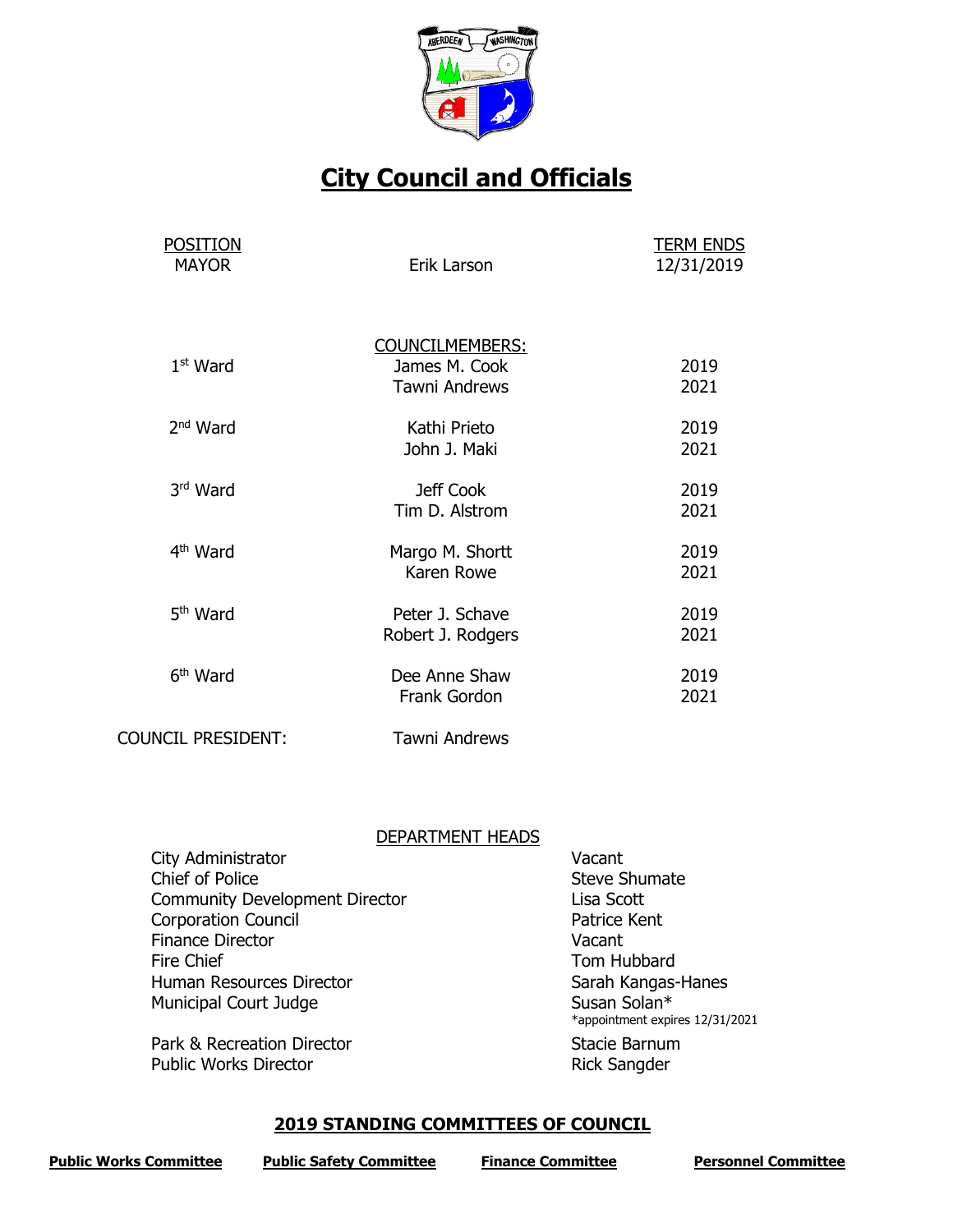# City Council and Officials

| POSITION | | TERM ENDS |
|---|---|---|
| MAYOR | Erik Larson | 12/31/2019 |
| | **COUNCILMEMBERS:** | |
| 1st Ward | James M. Cook | 2019 |
| | Tawni Andrews | 2021 |
| 2nd Ward | Kathi Prieto | 2019 |
| | John J. Maki | 2021 |
| 3rd Ward | Jeff Cook | 2019 |
| | Tim D. Alstrom | 2021 |
| 4th Ward | Margo M. Shortt | 2019 |
| | Karen Rowe | 2021 |
| 5th Ward | Peter J. Schave | 2019 |
| | Robert J. Rodgers | 2021 |
| 6th Ward | Dee Anne Shaw | 2019 |
| | Frank Gordon | 2021 |
| COUNCIL PRESIDENT: | Tawni Andrews | |

## DEPARTMENT HEADS

| | |
|---|---|
| City Administrator | Vacant |
| Chief of Police | Steve Shumate |
| Community Development Director | Lisa Scott |
| Corporation Council | Patrice Kent |
| Finance Director | Vacant |
| Fire Chief | Tom Hubbard |
| Human Resources Director | Sarah Kangas-Hanes |
| Municipal Court Judge | Susan Solan* <br> *appointment expires 12/31/2021 |
| Park & Recreation Director | Stacie Barnum |
| Public Works Director | Rick Sangder |

## 2019 STANDING COMMITTEES OF COUNCIL

**Public Works Committee** | **Public Safety Committee** | **Finance Committee** | **Personnel Committee**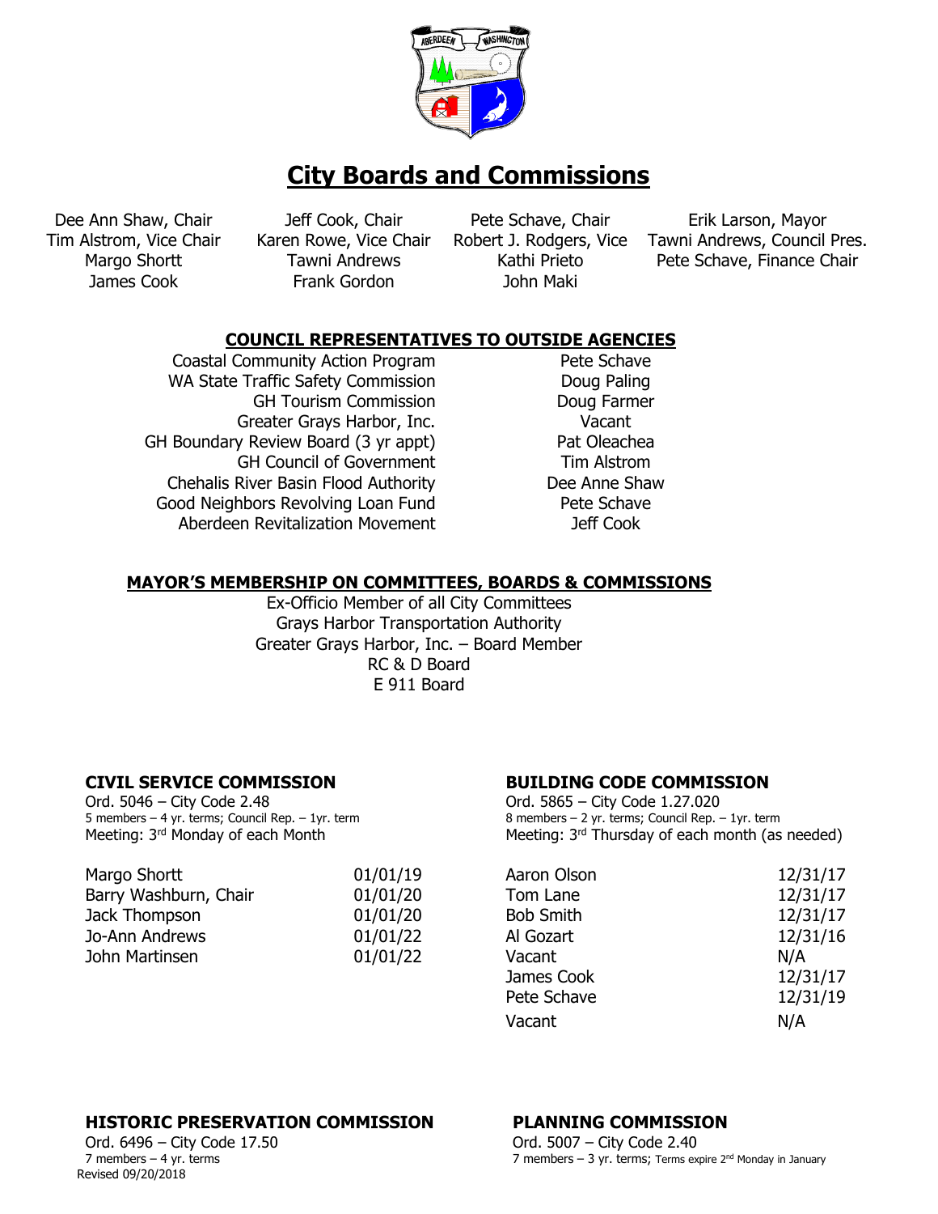# City Boards and Commissions

| | | | |
|---|---|---|---|
| Dee Ann Shaw, Chair | Jeff Cook, Chair | Pete Schave, Chair | Erik Larson, Mayor |
| Tim Alstrom, Vice Chair | Karen Rowe, Vice Chair | Robert J. Rodgers, Vice | Tawni Andrews, Council Pres. |
| Margo Shortt | Tawni Andrews | Kathi Prieto | Pete Schave, Finance Chair |
| James Cook | Frank Gordon | John Maki | |

## COUNCIL REPRESENTATIVES TO OUTSIDE AGENCIES

| | |
|---|---|
| Coastal Community Action Program | Pete Schave |
| WA State Traffic Safety Commission | Doug Paling |
| GH Tourism Commission | Doug Farmer |
| Greater Grays Harbor, Inc. | Vacant |
| GH Boundary Review Board (3 yr appt) | Pat Oleachea |
| GH Council of Government | Tim Alstrom |
| Chehalis River Basin Flood Authority | Dee Anne Shaw |
| Good Neighbors Revolving Loan Fund | Pete Schave |
| Aberdeen Revitalization Movement | Jeff Cook |

## MAYOR'S MEMBERSHIP ON COMMITTEES, BOARDS & COMMISSIONS

Ex-Officio Member of all City Committees
Grays Harbor Transportation Authority
Greater Grays Harbor, Inc. – Board Member
RC & D Board
E 911 Board

### CIVIL SERVICE COMMISSION

Ord. 5046 – City Code 2.48
5 members – 4 yr. terms; Council Rep. – 1yr. term
Meeting: 3rd Monday of each Month

| | |
|---|---|
| Margo Shortt | 01/01/19 |
| Barry Washburn, Chair | 01/01/20 |
| Jack Thompson | 01/01/20 |
| Jo-Ann Andrews | 01/01/22 |
| John Martinsen | 01/01/22 |

### BUILDING CODE COMMISSION

Ord. 5865 – City Code 1.27.020
8 members – 2 yr. terms; Council Rep. – 1yr. term
Meeting: 3rd Thursday of each month (as needed)

| | |
|---|---|
| Aaron Olson | 12/31/17 |
| Tom Lane | 12/31/17 |
| Bob Smith | 12/31/17 |
| Al Gozart | 12/31/16 |
| Vacant | N/A |
| James Cook | 12/31/17 |
| Pete Schave | 12/31/19 |
| Vacant | N/A |

### HISTORIC PRESERVATION COMMISSION

Ord. 6496 – City Code 17.50
7 members – 4 yr. terms

### PLANNING COMMISSION

Ord. 5007 – City Code 2.40
7 members – 3 yr. terms; Terms expire 2nd Monday in January

Revised 09/20/2018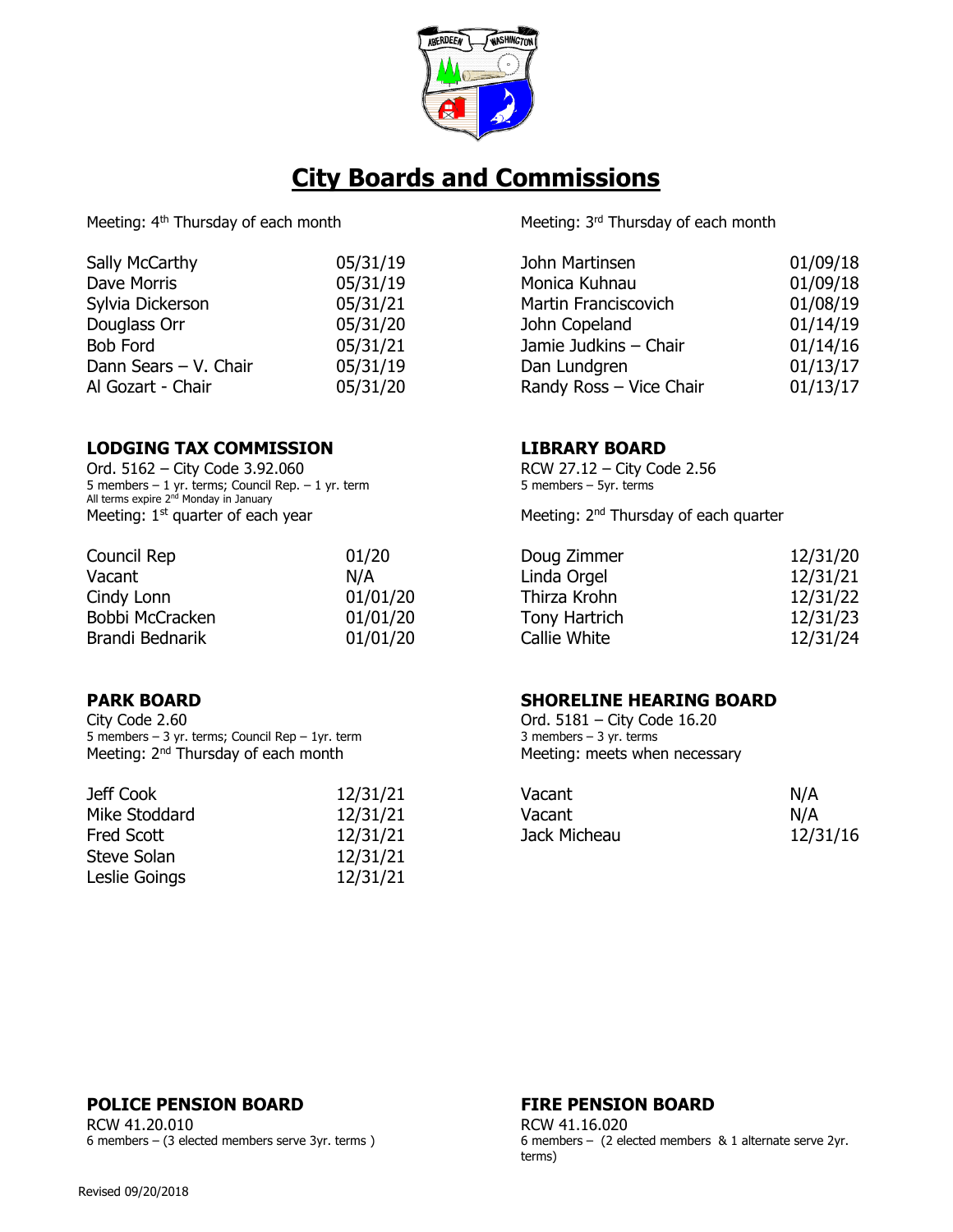# City Boards and Commissions

Meeting: 4th Thursday of each month

| | |
|---|---|
| Sally McCarthy | 05/31/19 |
| Dave Morris | 05/31/19 |
| Sylvia Dickerson | 05/31/21 |
| Douglass Orr | 05/31/20 |
| Bob Ford | 05/31/21 |
| Dann Sears – V. Chair | 05/31/19 |
| Al Gozart - Chair | 05/31/20 |

Meeting: 3rd Thursday of each month

| | |
|---|---|
| John Martinsen | 01/09/18 |
| Monica Kuhnau | 01/09/18 |
| Martin Franciscovich | 01/08/19 |
| John Copeland | 01/14/19 |
| Jamie Judkins – Chair | 01/14/16 |
| Dan Lundgren | 01/13/17 |
| Randy Ross – Vice Chair | 01/13/17 |

## LODGING TAX COMMISSION

Ord. 5162 – City Code 3.92.060
5 members – 1 yr. terms; Council Rep. – 1 yr. term
All terms expire 2nd Monday in January
Meeting: 1st quarter of each year

| | |
|---|---|
| Council Rep | 01/20 |
| Vacant | N/A |
| Cindy Lonn | 01/01/20 |
| Bobbi McCracken | 01/01/20 |
| Brandi Bednarik | 01/01/20 |

## LIBRARY BOARD

RCW 27.12 – City Code 2.56
5 members – 5yr. terms

Meeting: 2nd Thursday of each quarter

| | |
|---|---|
| Doug Zimmer | 12/31/20 |
| Linda Orgel | 12/31/21 |
| Thirza Krohn | 12/31/22 |
| Tony Hartrich | 12/31/23 |
| Callie White | 12/31/24 |

## PARK BOARD

City Code 2.60
5 members – 3 yr. terms; Council Rep – 1yr. term
Meeting: 2nd Thursday of each month

| | |
|---|---|
| Jeff Cook | 12/31/21 |
| Mike Stoddard | 12/31/21 |
| Fred Scott | 12/31/21 |
| Steve Solan | 12/31/21 |
| Leslie Goings | 12/31/21 |

## SHORELINE HEARING BOARD

Ord. 5181 – City Code 16.20
3 members – 3 yr. terms
Meeting: meets when necessary

| | |
|---|---|
| Vacant | N/A |
| Vacant | N/A |
| Jack Micheau | 12/31/16 |

## POLICE PENSION BOARD

RCW 41.20.010
6 members – (3 elected members serve 3yr. terms )

## FIRE PENSION BOARD

RCW 41.16.020
6 members – (2 elected members & 1 alternate serve 2yr. terms)

Revised 09/20/2018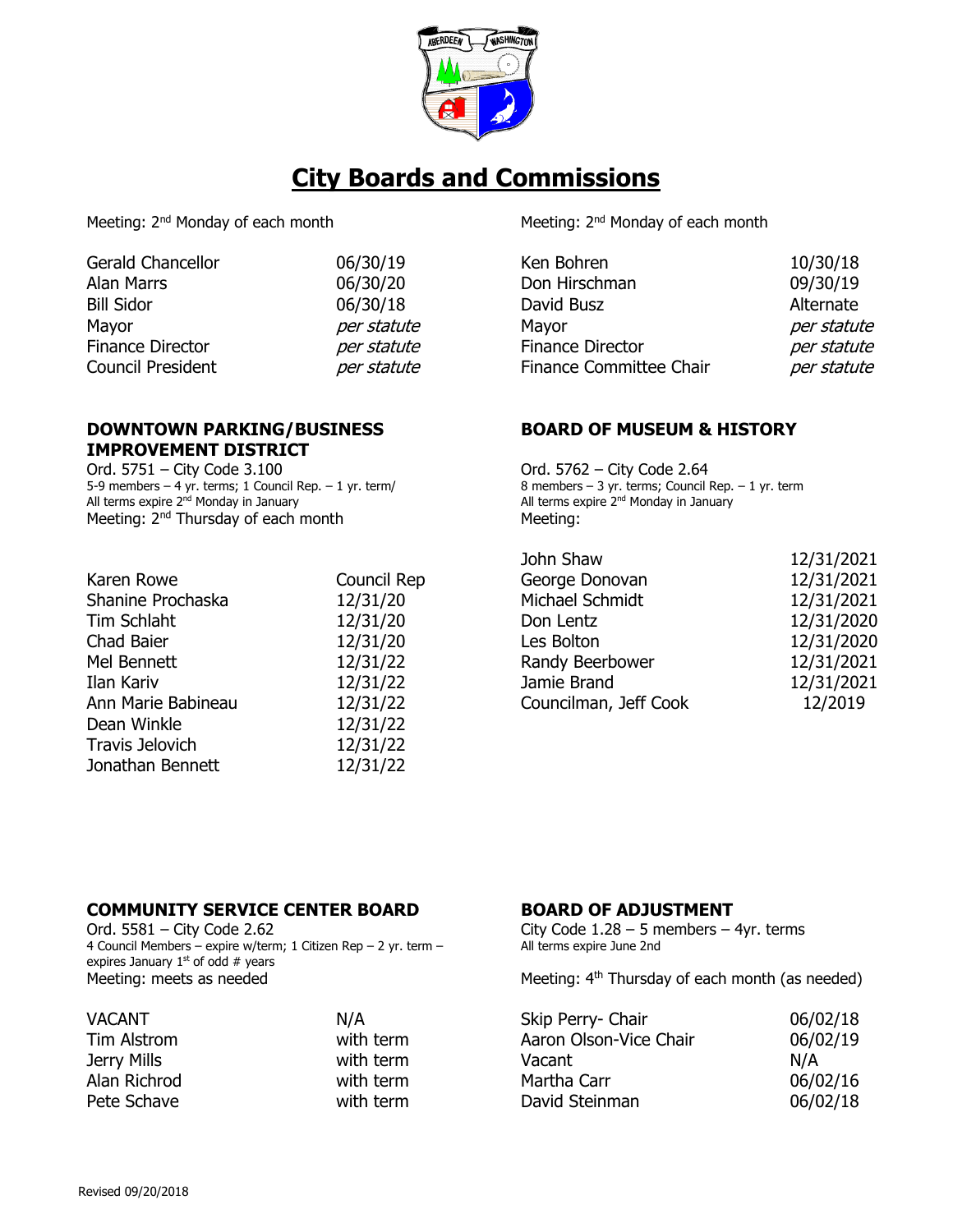# City Boards and Commissions

Meeting: 2nd Monday of each month

| | |
|---|---|
| Gerald Chancellor | 06/30/19 |
| Alan Marrs | 06/30/20 |
| Bill Sidor | 06/30/18 |
| Mayor | *per statute* |
| Finance Director | *per statute* |
| Council President | *per statute* |

Meeting: 2nd Monday of each month

| | |
|---|---|
| Ken Bohren | 10/30/18 |
| Don Hirschman | 09/30/19 |
| David Busz | Alternate |
| Mayor | *per statute* |
| Finance Director | *per statute* |
| Finance Committee Chair | *per statute* |

## DOWNTOWN PARKING/BUSINESS IMPROVEMENT DISTRICT

Ord. 5751 – City Code 3.100
5-9 members – 4 yr. terms; 1 Council Rep. – 1 yr. term/
All terms expire 2nd Monday in January
Meeting: 2nd Thursday of each month

| | |
|---|---|
| Karen Rowe | Council Rep |
| Shanine Prochaska | 12/31/20 |
| Tim Schlaht | 12/31/20 |
| Chad Baier | 12/31/20 |
| Mel Bennett | 12/31/22 |
| Ilan Kariv | 12/31/22 |
| Ann Marie Babineau | 12/31/22 |
| Dean Winkle | 12/31/22 |
| Travis Jelovich | 12/31/22 |
| Jonathan Bennett | 12/31/22 |

## BOARD OF MUSEUM & HISTORY

Ord. 5762 – City Code 2.64
8 members – 3 yr. terms; Council Rep. – 1 yr. term
All terms expire 2nd Monday in January
Meeting:

| | |
|---|---|
| John Shaw | 12/31/2021 |
| George Donovan | 12/31/2021 |
| Michael Schmidt | 12/31/2021 |
| Don Lentz | 12/31/2020 |
| Les Bolton | 12/31/2020 |
| Randy Beerbower | 12/31/2021 |
| Jamie Brand | 12/31/2021 |
| Councilman, Jeff Cook | 12/2019 |

## COMMUNITY SERVICE CENTER BOARD

Ord. 5581 – City Code 2.62
4 Council Members – expire w/term; 1 Citizen Rep – 2 yr. term – expires January 1st of odd # years
Meeting: meets as needed

| | |
|---|---|
| VACANT | N/A |
| Tim Alstrom | with term |
| Jerry Mills | with term |
| Alan Richrod | with term |
| Pete Schave | with term |

## BOARD OF ADJUSTMENT

City Code 1.28 – 5 members – 4yr. terms
All terms expire June 2nd

Meeting: 4th Thursday of each month (as needed)

| | |
|---|---|
| Skip Perry- Chair | 06/02/18 |
| Aaron Olson-Vice Chair | 06/02/19 |
| Vacant | N/A |
| Martha Carr | 06/02/16 |
| David Steinman | 06/02/18 |

Revised 09/20/2018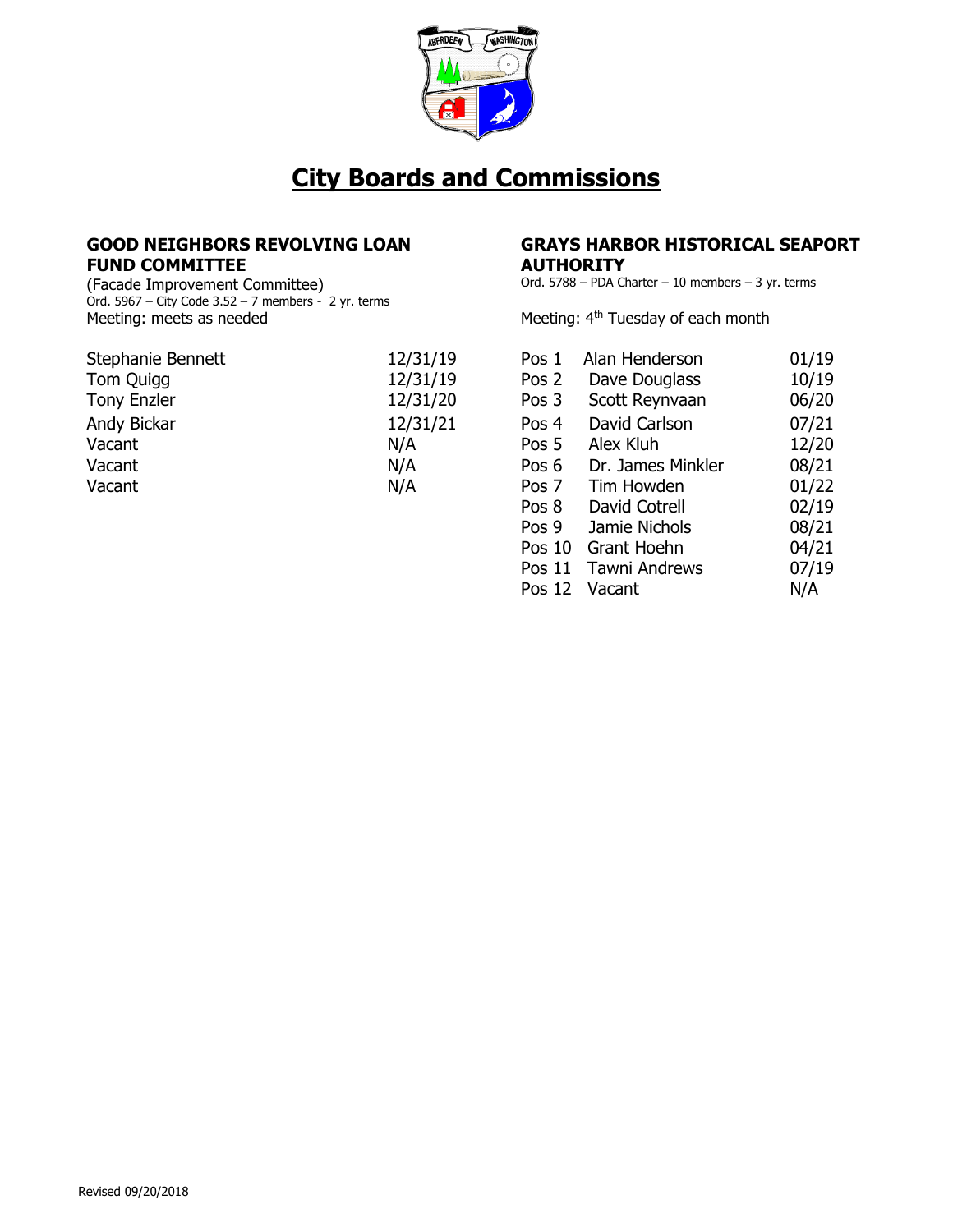# City Boards and Commissions

## GOOD NEIGHBORS REVOLVING LOAN FUND COMMITTEE

(Facade Improvement Committee)
Ord. 5967 – City Code 3.52 – 7 members - 2 yr. terms
Meeting: meets as needed

| | |
|---|---|
| Stephanie Bennett | 12/31/19 |
| Tom Quigg | 12/31/19 |
| Tony Enzler | 12/31/20 |
| Andy Bickar | 12/31/21 |
| Vacant | N/A |
| Vacant | N/A |
| Vacant | N/A |

## GRAYS HARBOR HISTORICAL SEAPORT AUTHORITY

Ord. 5788 – PDA Charter – 10 members – 3 yr. terms

Meeting: 4th Tuesday of each month

| | | |
|---|---|---|
| Pos 1 | Alan Henderson | 01/19 |
| Pos 2 | Dave Douglass | 10/19 |
| Pos 3 | Scott Reynvaan | 06/20 |
| Pos 4 | David Carlson | 07/21 |
| Pos 5 | Alex Kluh | 12/20 |
| Pos 6 | Dr. James Minkler | 08/21 |
| Pos 7 | Tim Howden | 01/22 |
| Pos 8 | David Cotrell | 02/19 |
| Pos 9 | Jamie Nichols | 08/21 |
| Pos 10 | Grant Hoehn | 04/21 |
| Pos 11 | Tawni Andrews | 07/19 |
| Pos 12 | Vacant | N/A |

Revised 09/20/2018